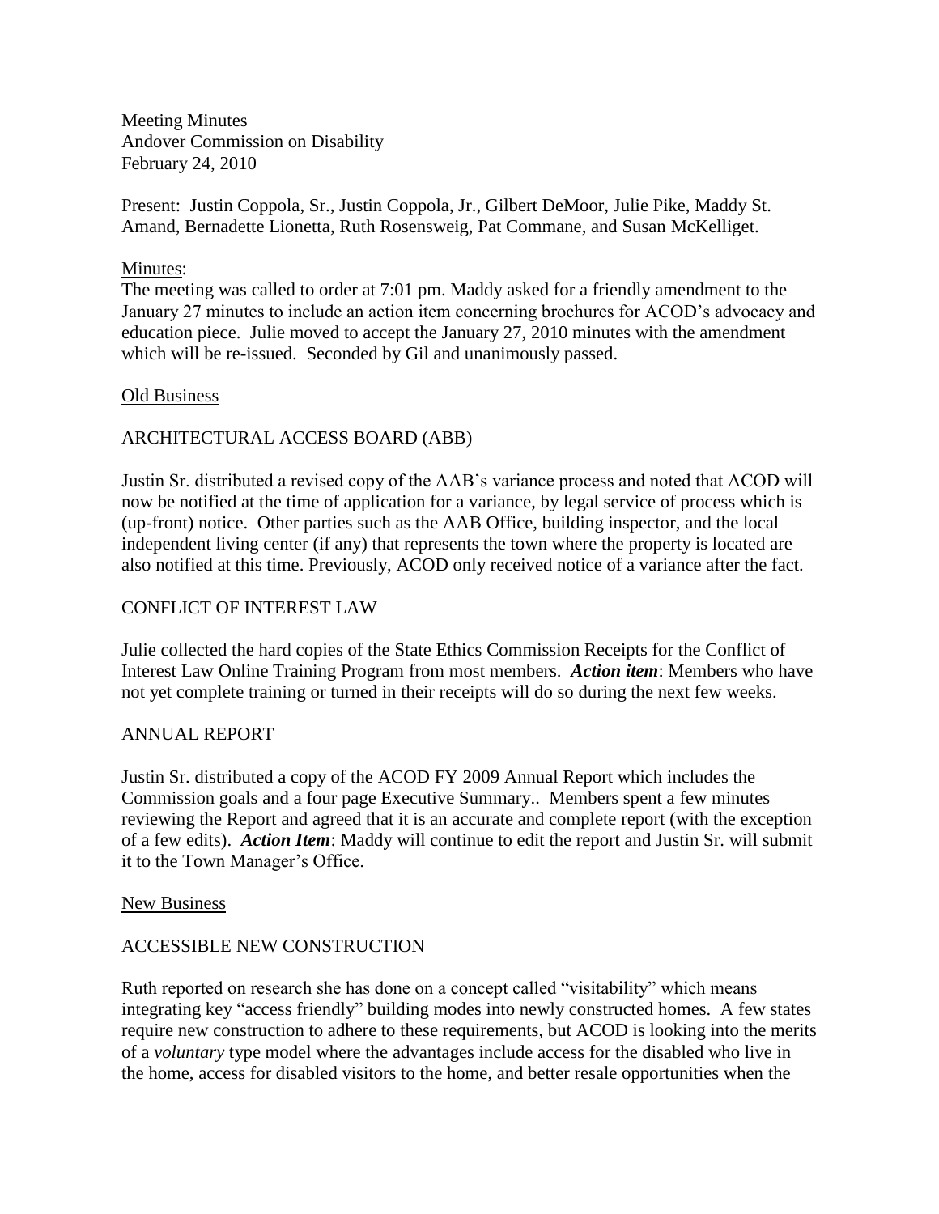Meeting Minutes
Andover Commission on Disability
February 24, 2010

Present: Justin Coppola, Sr., Justin Coppola, Jr., Gilbert DeMoor, Julie Pike, Maddy St. Amand, Bernadette Lionetta, Ruth Rosensweig, Pat Commane, and Susan McKelliget.

Minutes:
The meeting was called to order at 7:01 pm. Maddy asked for a friendly amendment to the January 27 minutes to include an action item concerning brochures for ACOD's advocacy and education piece. Julie moved to accept the January 27, 2010 minutes with the amendment which will be re-issued. Seconded by Gil and unanimously passed.

## Old Business

### ARCHITECTURAL ACCESS BOARD (ABB)

Justin Sr. distributed a revised copy of the AAB's variance process and noted that ACOD will now be notified at the time of application for a variance, by legal service of process which is (up-front) notice. Other parties such as the AAB Office, building inspector, and the local independent living center (if any) that represents the town where the property is located are also notified at this time. Previously, ACOD only received notice of a variance after the fact.

### CONFLICT OF INTEREST LAW

Julie collected the hard copies of the State Ethics Commission Receipts for the Conflict of Interest Law Online Training Program from most members. ***Action item***: Members who have not yet complete training or turned in their receipts will do so during the next few weeks.

### ANNUAL REPORT

Justin Sr. distributed a copy of the ACOD FY 2009 Annual Report which includes the Commission goals and a four page Executive Summary.. Members spent a few minutes reviewing the Report and agreed that it is an accurate and complete report (with the exception of a few edits). ***Action Item***: Maddy will continue to edit the report and Justin Sr. will submit it to the Town Manager's Office.

## New Business

### ACCESSIBLE NEW CONSTRUCTION

Ruth reported on research she has done on a concept called "visitability" which means integrating key "access friendly" building modes into newly constructed homes. A few states require new construction to adhere to these requirements, but ACOD is looking into the merits of a *voluntary* type model where the advantages include access for the disabled who live in the home, access for disabled visitors to the home, and better resale opportunities when the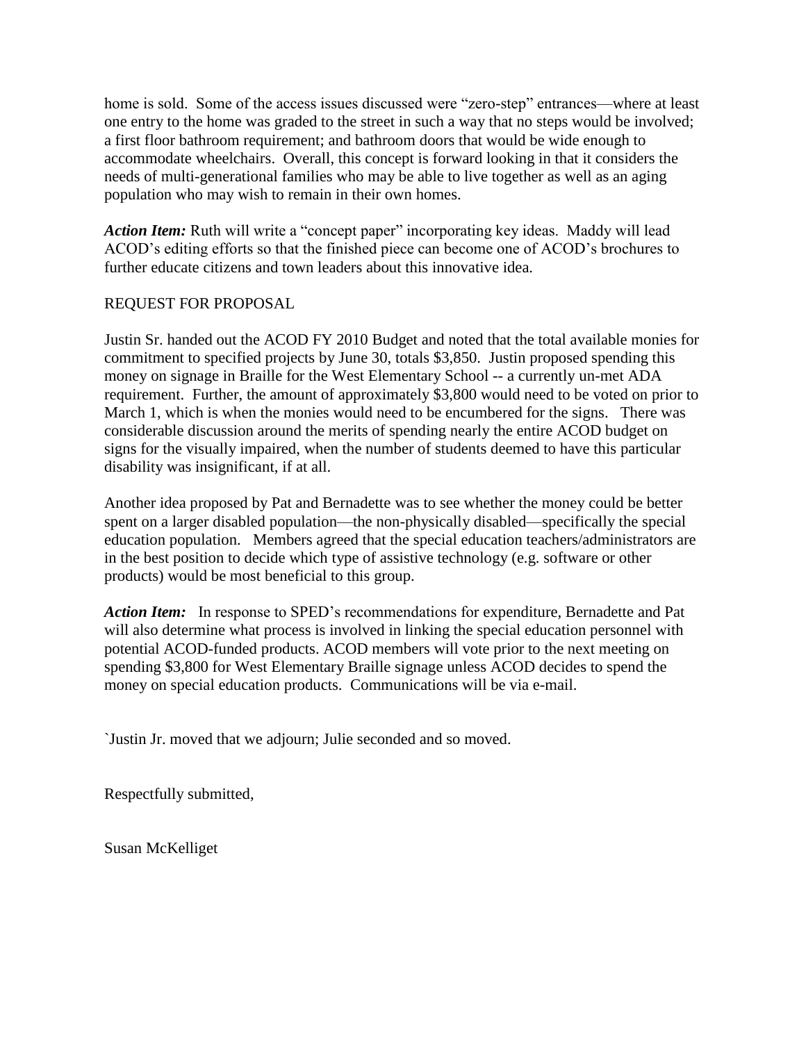home is sold. Some of the access issues discussed were "zero-step" entrances—where at least one entry to the home was graded to the street in such a way that no steps would be involved; a first floor bathroom requirement; and bathroom doors that would be wide enough to accommodate wheelchairs. Overall, this concept is forward looking in that it considers the needs of multi-generational families who may be able to live together as well as an aging population who may wish to remain in their own homes.

***Action Item:*** Ruth will write a "concept paper" incorporating key ideas. Maddy will lead ACOD's editing efforts so that the finished piece can become one of ACOD's brochures to further educate citizens and town leaders about this innovative idea.

REQUEST FOR PROPOSAL

Justin Sr. handed out the ACOD FY 2010 Budget and noted that the total available monies for commitment to specified projects by June 30, totals $3,850. Justin proposed spending this money on signage in Braille for the West Elementary School -- a currently un-met ADA requirement. Further, the amount of approximately $3,800 would need to be voted on prior to March 1, which is when the monies would need to be encumbered for the signs. There was considerable discussion around the merits of spending nearly the entire ACOD budget on signs for the visually impaired, when the number of students deemed to have this particular disability was insignificant, if at all.

Another idea proposed by Pat and Bernadette was to see whether the money could be better spent on a larger disabled population—the non-physically disabled—specifically the special education population. Members agreed that the special education teachers/administrators are in the best position to decide which type of assistive technology (e.g. software or other products) would be most beneficial to this group.

***Action Item:*** In response to SPED's recommendations for expenditure, Bernadette and Pat will also determine what process is involved in linking the special education personnel with potential ACOD-funded products. ACOD members will vote prior to the next meeting on spending $3,800 for West Elementary Braille signage unless ACOD decides to spend the money on special education products. Communications will be via e-mail.

`Justin Jr. moved that we adjourn; Julie seconded and so moved.

Respectfully submitted,

Susan McKelliget